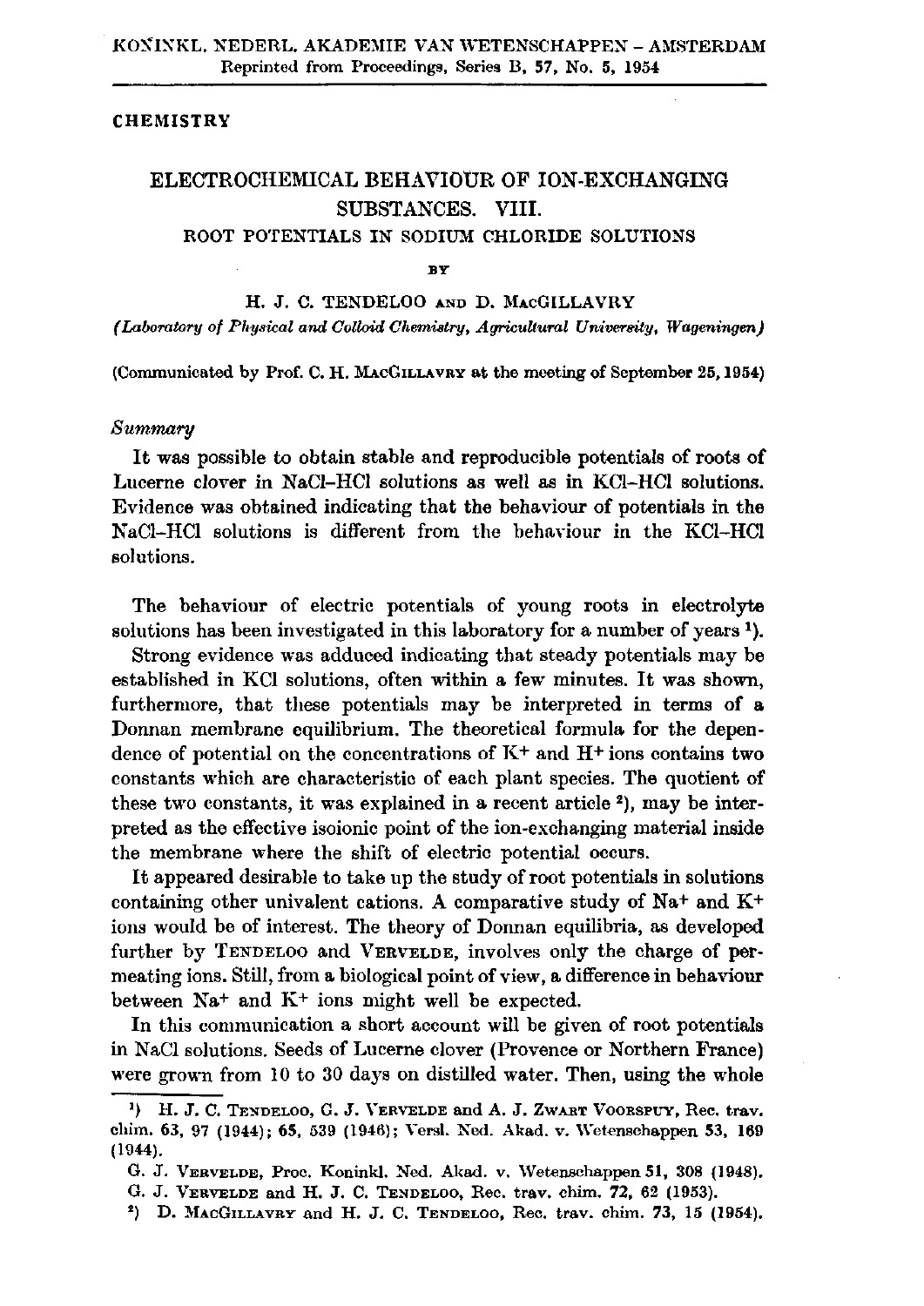KONINKL. NEDERL. AKADEMIE VAN WETENSCHAPPEN – AMSTERDAM
Reprinted from Proceedings, Series B, 57, No. 5, 1954

**CHEMISTRY**

# ELECTROCHEMICAL BEHAVIOUR OF ION-EXCHANGING SUBSTANCES. VIII.

## ROOT POTENTIALS IN SODIUM CHLORIDE SOLUTIONS

BY

H. J. C. TENDELOO AND D. MACGILLAVRY

*(Laboratory of Physical and Colloid Chemistry, Agricultural University, Wageningen)*

(Communicated by Prof. C. H. MACGILLAVRY at the meeting of September 25, 1954)

*Summary*

It was possible to obtain stable and reproducible potentials of roots of Lucerne clover in NaCl–HCl solutions as well as in KCl–HCl solutions. Evidence was obtained indicating that the behaviour of potentials in the NaCl–HCl solutions is different from the behaviour in the KCl–HCl solutions.

The behaviour of electric potentials of young roots in electrolyte solutions has been investigated in this laboratory for a number of years [1].

Strong evidence was adduced indicating that steady potentials may be established in KCl solutions, often within a few minutes. It was shown, furthermore, that these potentials may be interpreted in terms of a Donnan membrane equilibrium. The theoretical formula for the dependence of potential on the concentrations of $K^+$ and $H^+$ ions contains two constants which are characteristic of each plant species. The quotient of these two constants, it was explained in a recent article [2], may be interpreted as the effective isoionic point of the ion-exchanging material inside the membrane where the shift of electric potential occurs.

It appeared desirable to take up the study of root potentials in solutions containing other univalent cations. A comparative study of $Na^+$ and $K^+$ ions would be of interest. The theory of Donnan equilibria, as developed further by TENDELOO and VERVELDE, involves only the charge of permeating ions. Still, from a biological point of view, a difference in behaviour between $Na^+$ and $K^+$ ions might well be expected.

In this communication a short account will be given of root potentials in NaCl solutions. Seeds of Lucerne clover (Provence or Northern France) were grown from 10 to 30 days on distilled water. Then, using the whole

[1] H. J. C. TENDELOO, G. J. VERVELDE and A. J. ZWART VOORSPUY, Rec. trav. chim. 63, 97 (1944); 65, 539 (1946); Versl. Ned. Akad. v. Wetenschappen 53, 169 (1944).
G. J. VERVELDE, Proc. Koninkl. Ned. Akad. v. Wetenschappen 51, 308 (1948).
G. J. VERVELDE and H. J. C. TENDELOO, Rec. trav. chim. 72, 62 (1953).

[2] D. MACGILLAVRY and H. J. C. TENDELOO, Rec. trav. chim. 73, 15 (1954).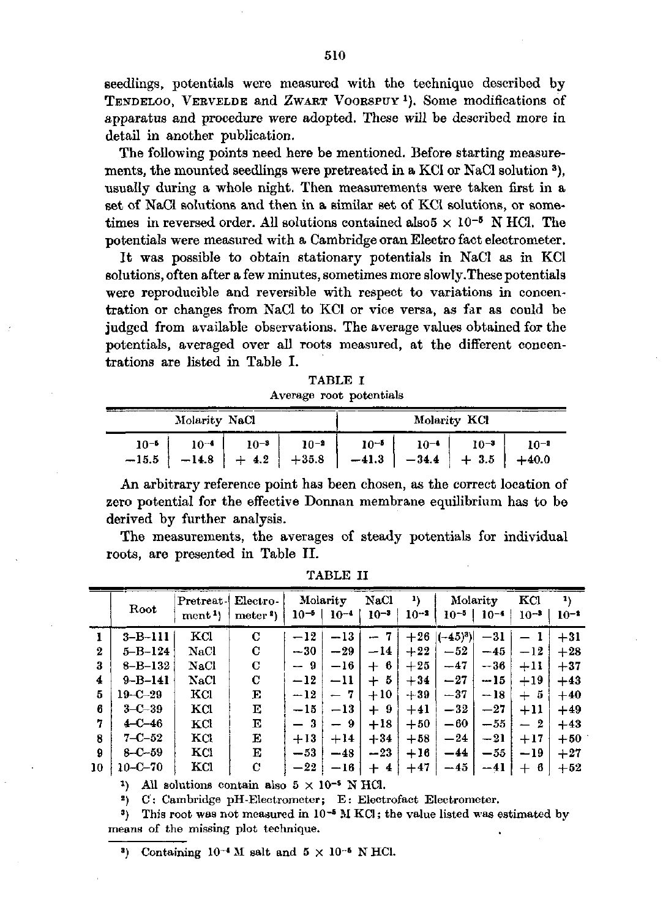seedlings, potentials were measured with the technique described by TENDELOO, VERVELDE and ZWART VOORSPUY [1]). Some modifications of apparatus and procedure were adopted. These will be described more in detail in another publication.

The following points need here be mentioned. Before starting measurements, the mounted seedlings were pretreated in a KCl or NaCl solution [3]), usually during a whole night. Then measurements were taken first in a set of NaCl solutions and then in a similar set of KCl solutions, or sometimes in reversed order. All solutions contained also5 × $10^{-5}$ N HCl. The potentials were measured with a Cambridge oran Electro fact electrometer.

It was possible to obtain stationary potentials in NaCl as in KCl solutions, often after a few minutes, sometimes more slowly. These potentials were reproducible and reversible with respect to variations in concentration or changes from NaCl to KCl or vice versa, as far as could be judged from available observations. The average values obtained for the potentials, averaged over all roots measured, at the different concentrations are listed in Table I.

TABLE I
Average root potentials

| Molarity NaCl | | | | Molarity KCl | | | |
|---|---|---|---|---|---|---|---|
| $10^{-5}$ | $10^{-4}$ | $10^{-3}$ | $10^{-2}$ | $10^{-5}$ | $10^{-4}$ | $10^{-3}$ | $10^{-2}$ |
| −15.5 | −14.8 | + 4.2 | +35.8 | −41.3 | −34.4 | + 3.5 | +40.0 |

An arbitrary reference point has been chosen, as the correct location of zero potential for the effective Donnan membrane equilibrium has to be derived by further analysis.

The measurements, the averages of steady potentials for individual roots, are presented in Table II.

TABLE II

| | Root | Pretreatment [1]) | Electrometer [2]) | Molarity NaCl [1]) $10^{-5}$ | $10^{-4}$ | $10^{-3}$ | $10^{-2}$ | Molarity KCl [1]) $10^{-5}$ | $10^{-4}$ | $10^{-3}$ | $10^{-2}$ |
|---|---|---|---|---|---|---|---|---|---|---|---|
| 1 | 3–B–111 | KCl | C | −12 | −13 | − 7 | +26 | (−45)[3]) | −31 | − 1 | +31 |
| 2 | 5–B–124 | NaCl | C | −30 | −29 | −14 | +22 | −52 | −45 | −12 | +28 |
| 3 | 8–B–132 | NaCl | C | − 9 | −16 | + 6 | +25 | −47 | −36 | +11 | +37 |
| 4 | 9–B–141 | NaCl | C | −12 | −11 | + 5 | +34 | −27 | −15 | +19 | +43 |
| 5 | 19–C–29 | KCl | E | −12 | − 7 | +10 | +39 | −37 | −18 | + 5 | +40 |
| 6 | 3–C–39 | KCl | E | −15 | −13 | + 9 | +41 | −32 | −27 | +11 | +49 |
| 7 | 4–C–46 | KCl | E | − 3 | − 9 | +18 | +50 | −60 | −55 | − 2 | +43 |
| 8 | 7–C–52 | KCl | E | +13 | +14 | +34 | +58 | −24 | −21 | +17 | +50 |
| 9 | 8–C–59 | KCl | E | −53 | −48 | −23 | +16 | −44 | −55 | −19 | +27 |
| 10 | 10–C–70 | KCl | C | −22 | −16 | + 4 | +47 | −45 | −41 | + 6 | +52 |

[1]) All solutions contain also 5 × $10^{-5}$ N HCl.

[2]) C: Cambridge pH-Electrometer; E: Electrofact Electrometer.

[3]) This root was not measured in $10^{-5}$ M KCl; the value listed was estimated by means of the missing plot technique.

[3]) Containing $10^{-4}$ M salt and 5 × $10^{-5}$ N HCl.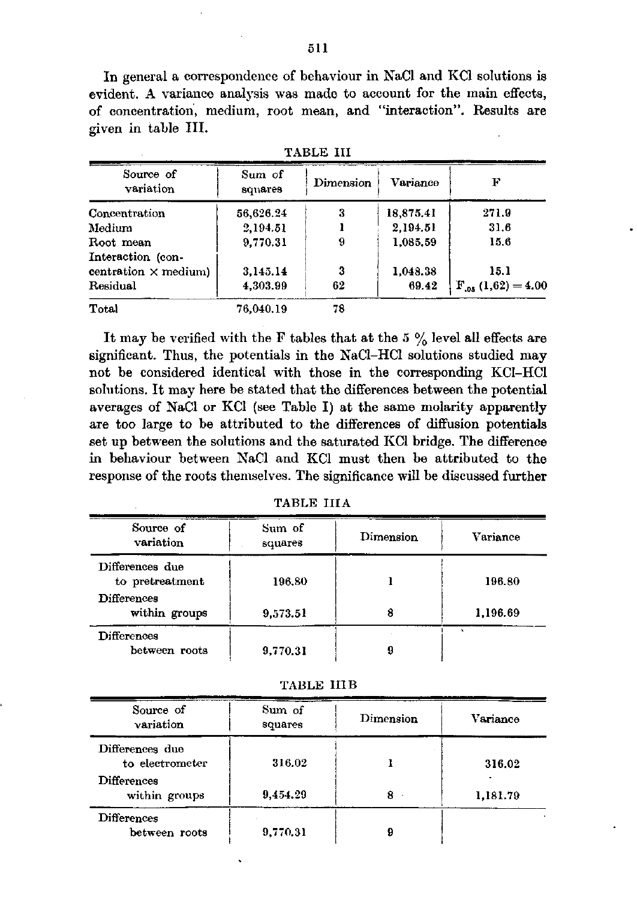In general a correspondence of behaviour in NaCl and KCl solutions is evident. A variance analysis was made to account for the main effects, of concentration, medium, root mean, and "interaction". Results are given in table III.

TABLE III

| Source of variation | Sum of squares | Dimension | Variance | F |
|---|---|---|---|---|
| Concentration | 56,626.24 | 3 | 18,875.41 | 271.9 |
| Medium | 2,194.51 | 1 | 2,194.51 | 31.6 |
| Root mean | 9,770.31 | 9 | 1,085.59 | 15.6 |
| Interaction (concentration × medium) | 3,145.14 | 3 | 1,048.38 | 15.1 |
| Residual | 4,303.99 | 62 | 69.42 | $F_{.05}(1,62) = 4.00$ |
| Total | 76,040.19 | 78 | | |

It may be verified with the F tables that at the 5 % level all effects are significant. Thus, the potentials in the NaCl–HCl solutions studied may not be considered identical with those in the corresponding KCl–HCl solutions. It may here be stated that the differences between the potential averages of NaCl or KCl (see Table I) at the same molarity apparently are too large to be attributed to the differences of diffusion potentials set up between the solutions and the saturated KCl bridge. The difference in behaviour between NaCl and KCl must then be attributed to the response of the roots themselves. The significance will be discussed further

TABLE IIIA

| Source of variation | Sum of squares | Dimension | Variance |
|---|---|---|---|
| Differences due to pretreatment | 196.80 | 1 | 196.80 |
| Differences within groups | 9,573.51 | 8 | 1,196.69 |
| Differences between roots | 9,770.31 | 9 | |

TABLE IIIB

| Source of variation | Sum of squares | Dimension | Variance |
|---|---|---|---|
| Differences due to electrometer | 316.02 | 1 | 316.02 |
| Differences within groups | 9,454.29 | 8 | 1,181.79 |
| Differences between roots | 9,770.31 | 9 | |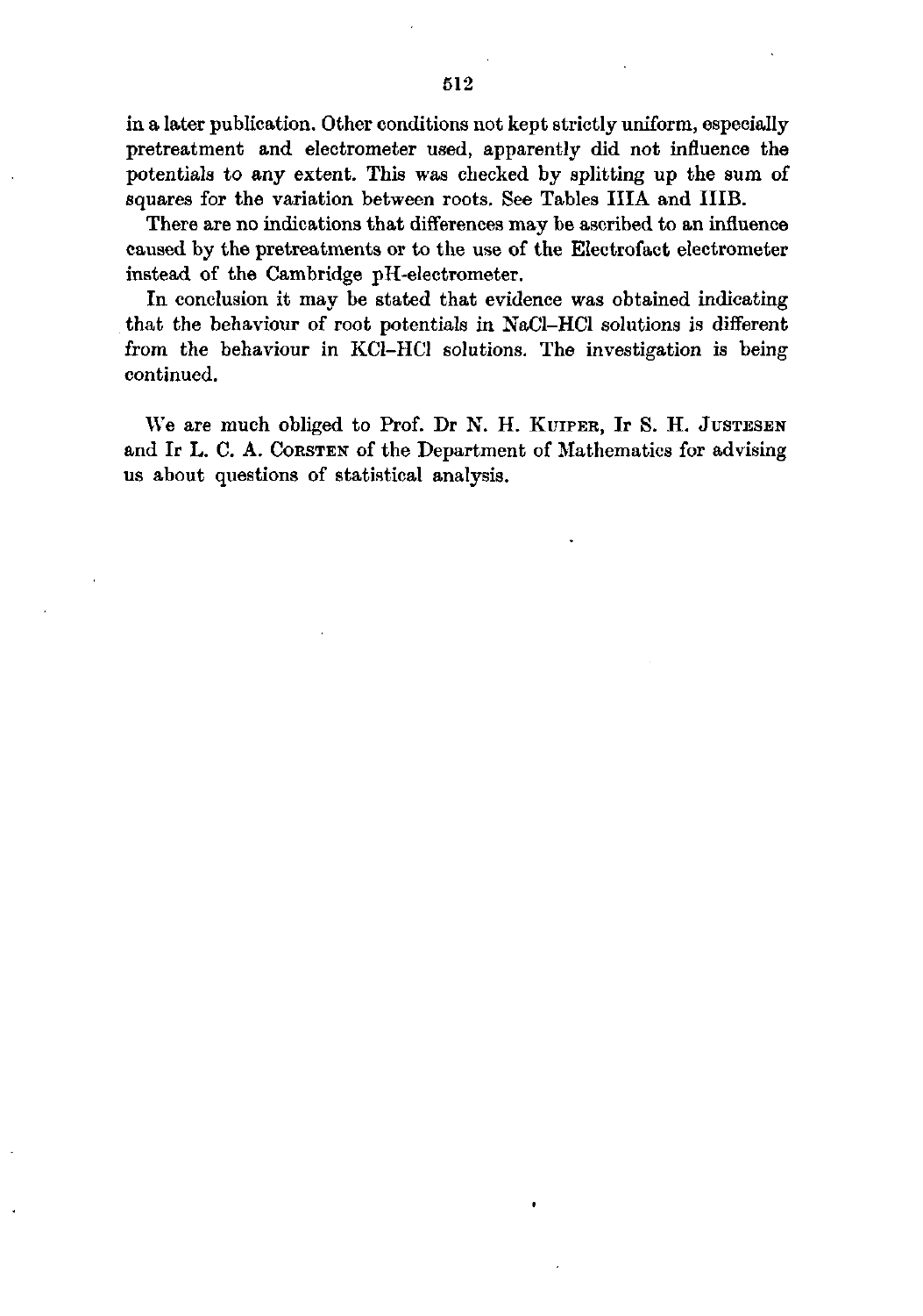in a later publication. Other conditions not kept strictly uniform, especially pretreatment and electrometer used, apparently did not influence the potentials to any extent. This was checked by splitting up the sum of squares for the variation between roots. See Tables IIIA and IIIB.

There are no indications that differences may be ascribed to an influence caused by the pretreatments or to the use of the Electrofact electrometer instead of the Cambridge pH-electrometer.

In conclusion it may be stated that evidence was obtained indicating that the behaviour of root potentials in NaCl–HCl solutions is different from the behaviour in KCl–HCl solutions. The investigation is being continued.

We are much obliged to Prof. Dr N. H. KUIPER, Ir S. H. JUSTESEN and Ir L. C. A. CORSTEN of the Department of Mathematics for advising us about questions of statistical analysis.